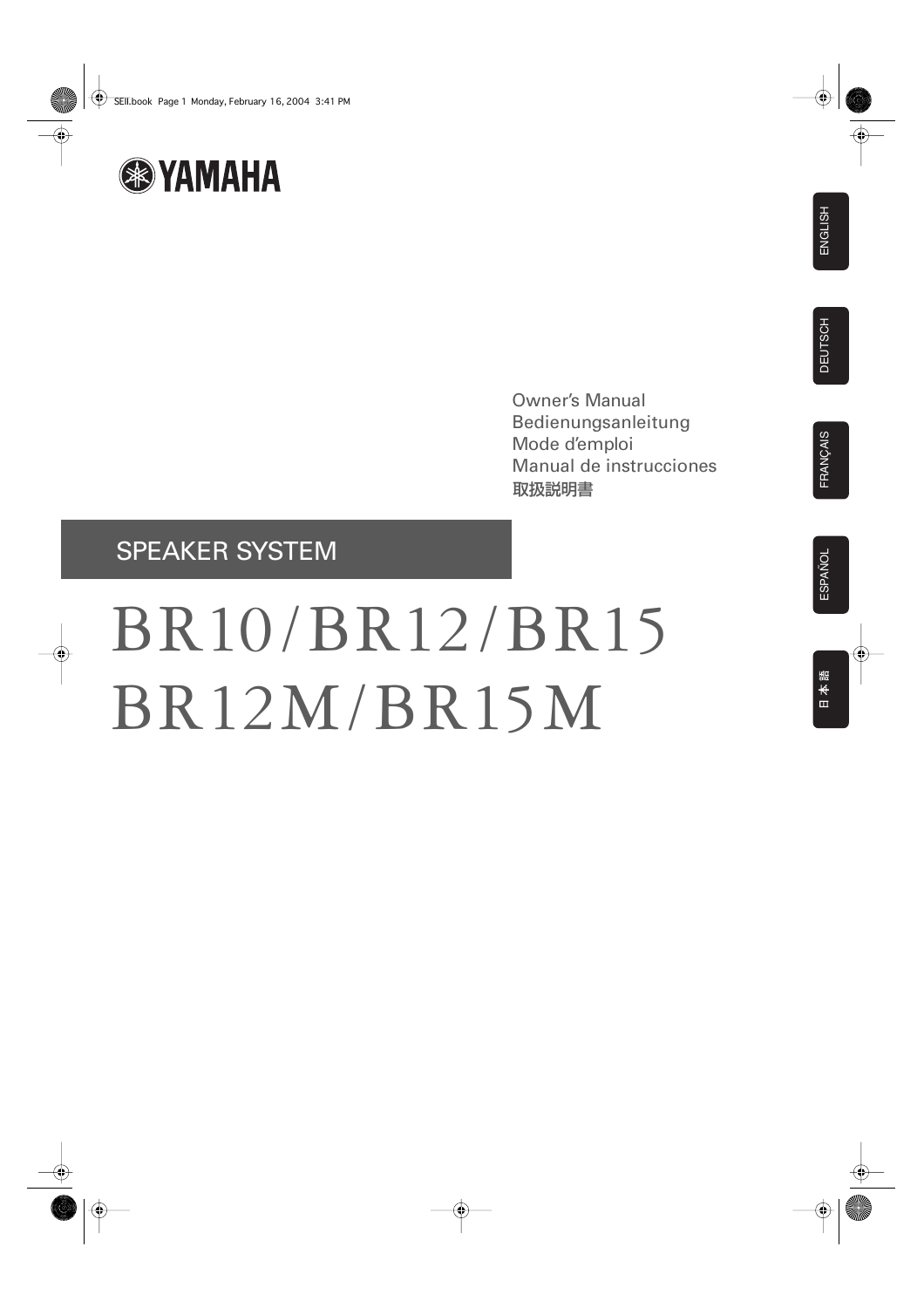YAMAHA

ENGLISH

DEUTSCH

FRANÇAIS

ESPAÑOL

日本語

Owner's Manual
Bedienungsanleitung
Mode d'emploi
Manual de instrucciones
取扱説明書

SPEAKER SYSTEM

# BR10/BR12/BR15
# BR12M/BR15M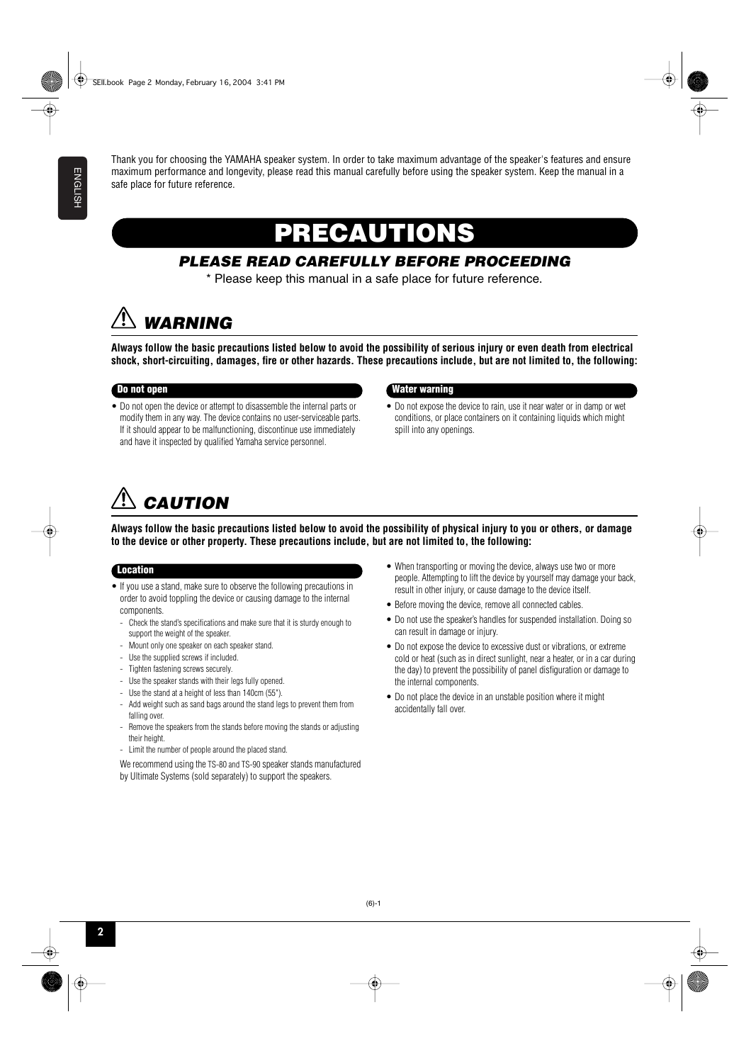Thank you for choosing the YAMAHA speaker system. In order to take maximum advantage of the speaker's features and ensure maximum performance and longevity, please read this manual carefully before using the speaker system. Keep the manual in a safe place for future reference.

# PRECAUTIONS

## *PLEASE READ CAREFULLY BEFORE PROCEEDING*

\* Please keep this manual in a safe place for future reference.

## ⚠ *WARNING*

**Always follow the basic precautions listed below to avoid the possibility of serious injury or even death from electrical shock, short-circuiting, damages, fire or other hazards. These precautions include, but are not limited to, the following:**

### Do not open

- Do not open the device or attempt to disassemble the internal parts or modify them in any way. The device contains no user-serviceable parts. If it should appear to be malfunctioning, discontinue use immediately and have it inspected by qualified Yamaha service personnel.

### Water warning

- Do not expose the device to rain, use it near water or in damp or wet conditions, or place containers on it containing liquids which might spill into any openings.

## ⚠ *CAUTION*

**Always follow the basic precautions listed below to avoid the possibility of physical injury to you or others, or damage to the device or other property. These precautions include, but are not limited to, the following:**

### Location

- If you use a stand, make sure to observe the following precautions in order to avoid toppling the device or causing damage to the internal components.
  - Check the stand's specifications and make sure that it is sturdy enough to support the weight of the speaker.
  - Mount only one speaker on each speaker stand.
  - Use the supplied screws if included.
  - Tighten fastening screws securely.
  - Use the speaker stands with their legs fully opened.
  - Use the stand at a height of less than 140cm (55").
  - Add weight such as sand bags around the stand legs to prevent them from falling over.
  - Remove the speakers from the stands before moving the stands or adjusting their height.
  - Limit the number of people around the placed stand.

  We recommend using the TS-80 and TS-90 speaker stands manufactured by Ultimate Systems (sold separately) to support the speakers.
- When transporting or moving the device, always use two or more people. Attempting to lift the device by yourself may damage your back, result in other injury, or cause damage to the device itself.
- Before moving the device, remove all connected cables.
- Do not use the speaker's handles for suspended installation. Doing so can result in damage or injury.
- Do not expose the device to excessive dust or vibrations, or extreme cold or heat (such as in direct sunlight, near a heater, or in a car during the day) to prevent the possibility of panel disfiguration or damage to the internal components.
- Do not place the device in an unstable position where it might accidentally fall over.

(6)-1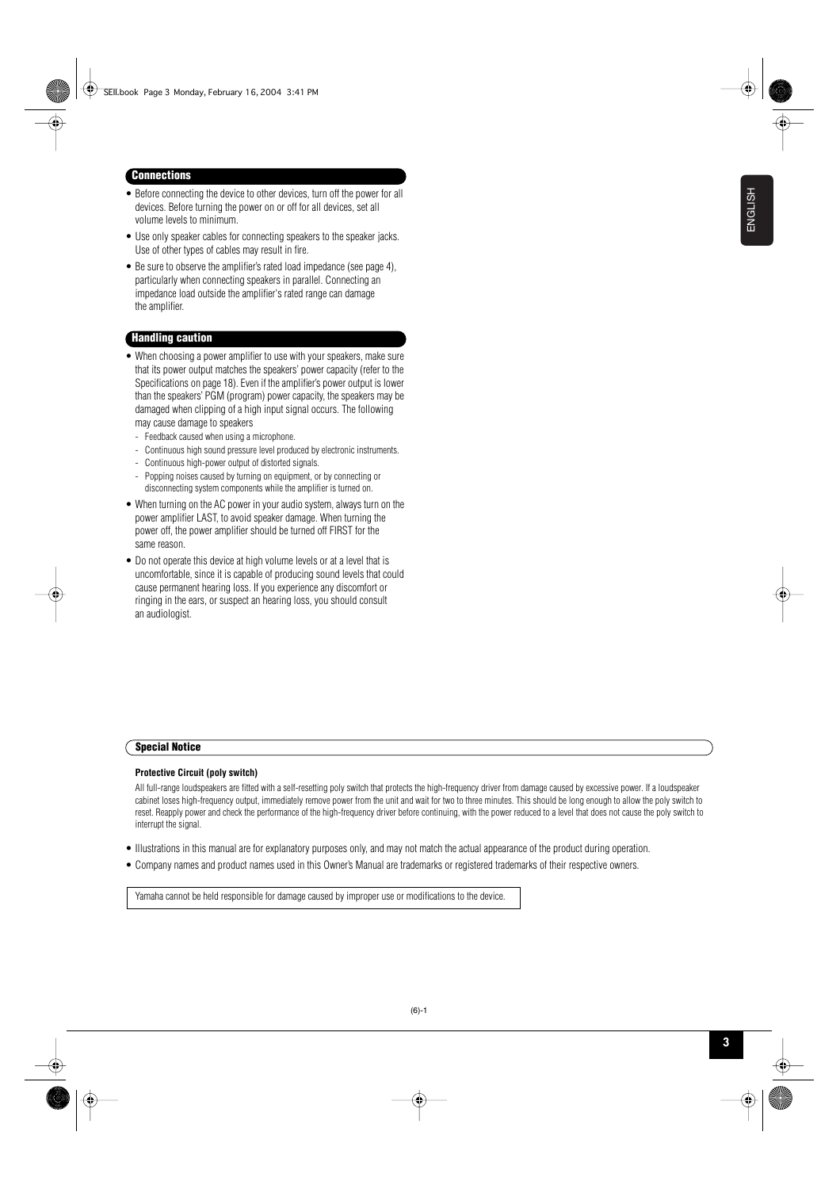## Connections

- Before connecting the device to other devices, turn off the power for all devices. Before turning the power on or off for all devices, set all volume levels to minimum.
- Use only speaker cables for connecting speakers to the speaker jacks. Use of other types of cables may result in fire.
- Be sure to observe the amplifier's rated load impedance (see page 4), particularly when connecting speakers in parallel. Connecting an impedance load outside the amplifier's rated range can damage the amplifier.

## Handling caution

- When choosing a power amplifier to use with your speakers, make sure that its power output matches the speakers' power capacity (refer to the Specifications on page 18). Even if the amplifier's power output is lower than the speakers' PGM (program) power capacity, the speakers may be damaged when clipping of a high input signal occurs. The following may cause damage to speakers
  - Feedback caused when using a microphone.
  - Continuous high sound pressure level produced by electronic instruments.
  - Continuous high-power output of distorted signals.
  - Popping noises caused by turning on equipment, or by connecting or disconnecting system components while the amplifier is turned on.
- When turning on the AC power in your audio system, always turn on the power amplifier LAST, to avoid speaker damage. When turning the power off, the power amplifier should be turned off FIRST for the same reason.
- Do not operate this device at high volume levels or at a level that is uncomfortable, since it is capable of producing sound levels that could cause permanent hearing loss. If you experience any discomfort or ringing in the ears, or suspect an hearing loss, you should consult an audiologist.

## Special Notice

**Protective Circuit (poly switch)**

All full-range loudspeakers are fitted with a self-resetting poly switch that protects the high-frequency driver from damage caused by excessive power. If a loudspeaker cabinet loses high-frequency output, immediately remove power from the unit and wait for two to three minutes. This should be long enough to allow the poly switch to reset. Reapply power and check the performance of the high-frequency driver before continuing, with the power reduced to a level that does not cause the poly switch to interrupt the signal.

- Illustrations in this manual are for explanatory purposes only, and may not match the actual appearance of the product during operation.
- Company names and product names used in this Owner's Manual are trademarks or registered trademarks of their respective owners.

Yamaha cannot be held responsible for damage caused by improper use or modifications to the device.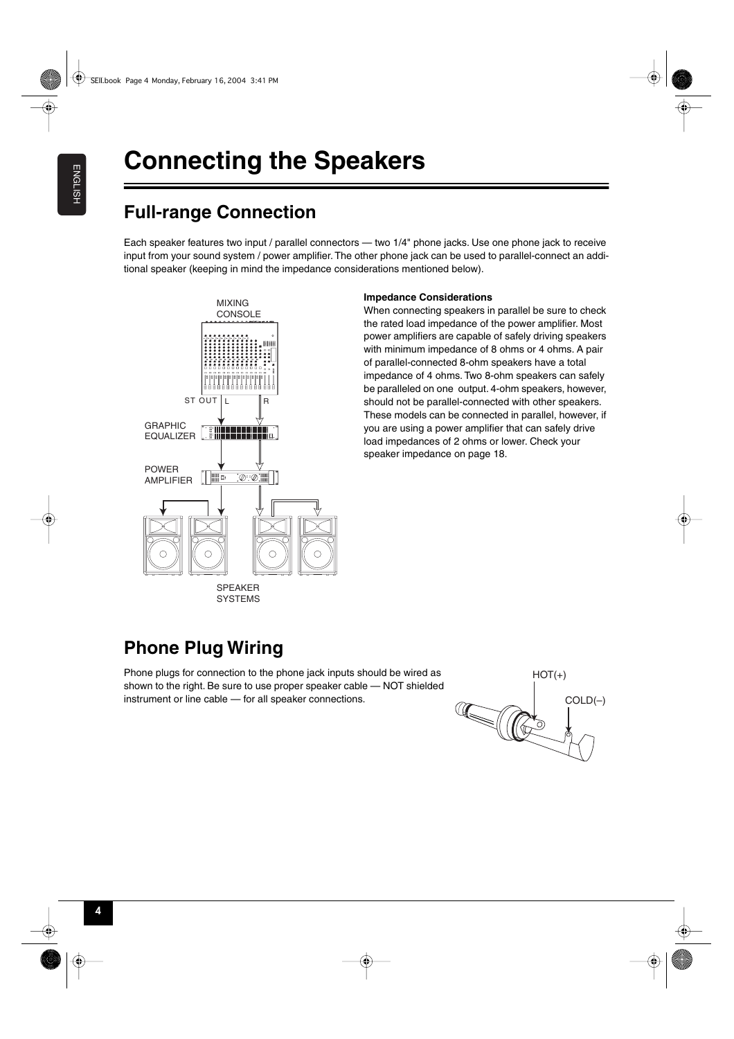# Connecting the Speakers

## Full-range Connection

Each speaker features two input / parallel connectors — two 1/4" phone jacks. Use one phone jack to receive input from your sound system / power amplifier. The other phone jack can be used to parallel-connect an additional speaker (keeping in mind the impedance considerations mentioned below).

MIXING CONSOLE

ST OUT L R

GRAPHIC EQUALIZER

POWER AMPLIFIER

SPEAKER SYSTEMS

**Impedance Considerations**

When connecting speakers in parallel be sure to check the rated load impedance of the power amplifier. Most power amplifiers are capable of safely driving speakers with minimum impedance of 8 ohms or 4 ohms. A pair of parallel-connected 8-ohm speakers have a total impedance of 4 ohms. Two 8-ohm speakers can safely be paralleled on one output. 4-ohm speakers, however, should not be parallel-connected with other speakers. These models can be connected in parallel, however, if you are using a power amplifier that can safely drive load impedances of 2 ohms or lower. Check your speaker impedance on page 18.

## Phone Plug Wiring

Phone plugs for connection to the phone jack inputs should be wired as shown to the right. Be sure to use proper speaker cable — NOT shielded instrument or line cable — for all speaker connections.

HOT(+)

COLD(–)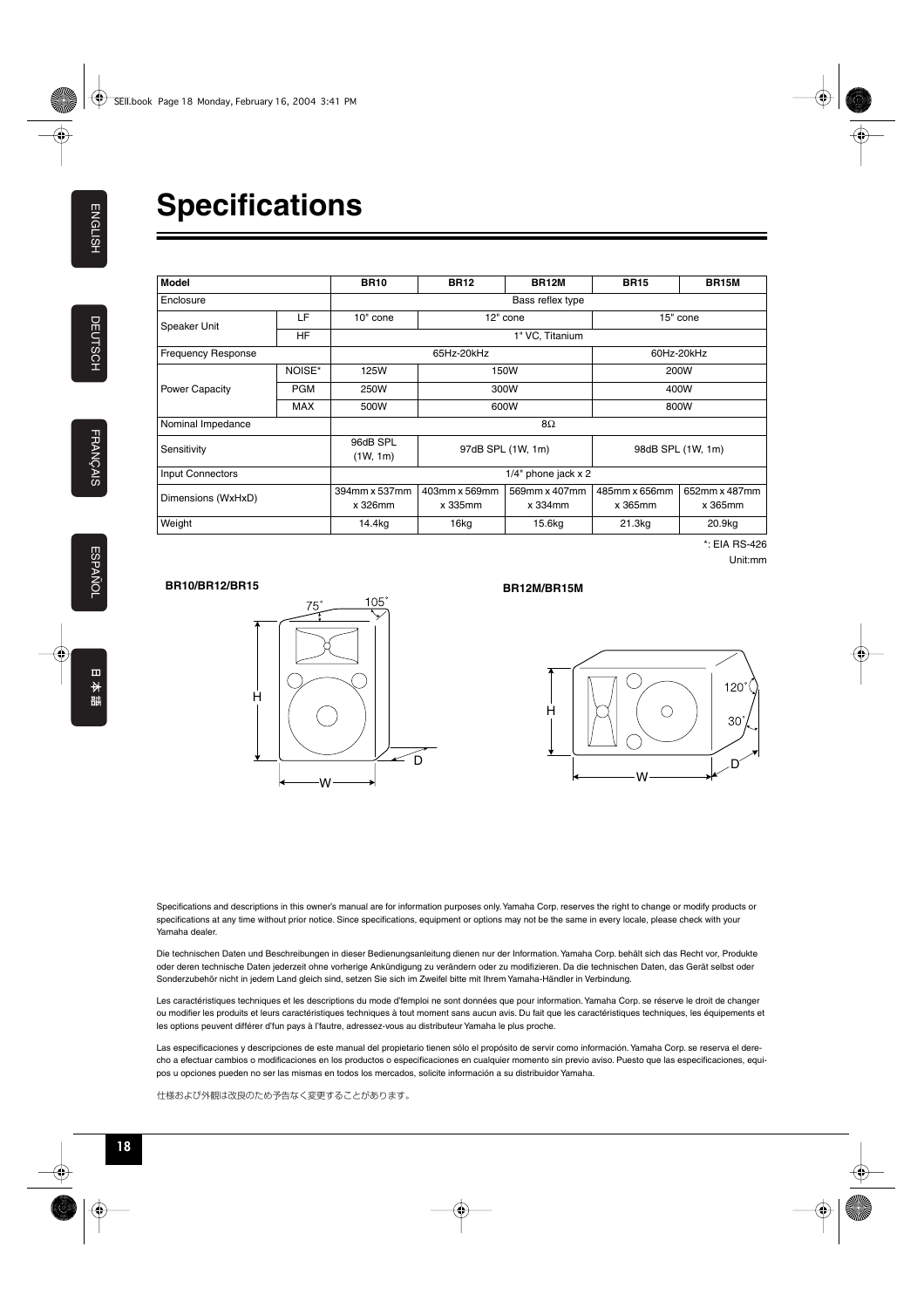# Specifications

| Model | | BR10 | BR12 | BR12M | BR15 | BR15M |
|---|---|---|---|---|---|---|
| Enclosure | | Bass reflex type | | | | |
| Speaker Unit | LF | 10" cone | 12" cone | | 15" cone | |
| | HF | 1" VC, Titanium | | | | |
| Frequency Response | | 65Hz-20kHz | | | 60Hz-20kHz | |
| Power Capacity | NOISE* | 125W | 150W | | 200W | |
| | PGM | 250W | 300W | | 400W | |
| | MAX | 500W | 600W | | 800W | |
| Nominal Impedance | | 8Ω | | | | |
| Sensitivity | | 96dB SPL (1W, 1m) | 97dB SPL (1W, 1m) | | 98dB SPL (1W, 1m) | |
| Input Connectors | | 1/4" phone jack x 2 | | | | |
| Dimensions (WxHxD) | | 394mm x 537mm x 326mm | 403mm x 569mm x 335mm | 569mm x 407mm x 334mm | 485mm x 656mm x 365mm | 652mm x 487mm x 365mm |
| Weight | | 14.4kg | 16kg | 15.6kg | 21.3kg | 20.9kg |

*: EIA RS-426

Unit:mm

**BR10/BR12/BR15**

75° 105° H W D

**BR12M/BR15M**

H W D 120° 30°

Specifications and descriptions in this owner's manual are for information purposes only. Yamaha Corp. reserves the right to change or modify products or specifications at any time without prior notice. Since specifications, equipment or options may not be the same in every locale, please check with your Yamaha dealer.

Die technischen Daten und Beschreibungen in dieser Bedienungsanleitung dienen nur der Information. Yamaha Corp. behält sich das Recht vor, Produkte oder deren technische Daten jederzeit ohne vorherige Ankündigung zu verändern oder zu modifizieren. Da die technischen Daten, das Gerät selbst oder Sonderzubehör nicht in jedem Land gleich sind, setzen Sie sich im Zweifel bitte mit Ihrem Yamaha-Händler in Verbindung.

Les caractéristiques techniques et les descriptions du mode d'emploi ne sont données que pour information. Yamaha Corp. se réserve le droit de changer ou modifier les produits et leurs caractéristiques techniques à tout moment sans aucun avis. Du fait que les caractéristiques techniques, les équipements et les options peuvent différer d'un pays à l'autre, adressez-vous au distributeur Yamaha le plus proche.

Las especificaciones y descripciones de este manual del propietario tienen sólo el propósito de servir como información. Yamaha Corp. se reserva el derecho a efectuar cambios o modificaciones en los productos o especificaciones en cualquier momento sin previo aviso. Puesto que las especificaciones, equipos u opciones pueden no ser las mismas en todos los mercados, solicite información a su distribuidor Yamaha.

仕様および外観は改良のため予告なく変更することがあります。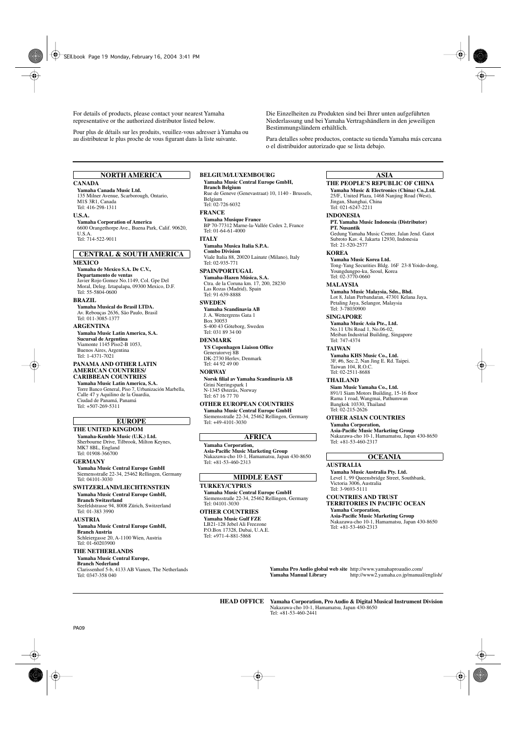For details of products, please contact your nearest Yamaha representative or the authorized distributor listed below.

Pour plus de détails sur les produits, veuillez-vous adresser à Yamaha ou au distributeur le plus proche de vous figurant dans la liste suivante.

Die Einzelheiten zu Produkten sind bei Ihrer unten aufgeführten Niederlassung und bei Yamaha Vertragshändlern in den jeweiligen Bestimmungsländern erhältlich.

Para detalles sobre productos, contacte su tienda Yamaha más cercana o el distribuidor autorizado que se lista debajo.

## NORTH AMERICA

**CANADA**
**Yamaha Canada Music Ltd.**
135 Milner Avenue, Scarborough, Ontario, M1S 3R1, Canada
Tel: 416-298-1311

**U.S.A.**
**Yamaha Corporation of America**
6600 Orangethorpe Ave., Buena Park, Calif. 90620, U.S.A.
Tel: 714-522-9011

## CENTRAL & SOUTH AMERICA

**MEXICO**
**Yamaha de Mexico S.A. De C.V., Departamento de ventas**
Javier Rojo Gomez No.1149, Col. Gpe Del Moral, Deleg. Iztapalapa, 09300 Mexico, D.F.
Tel: 55-5804-0600

**BRAZIL**
**Yamaha Musical do Brasil LTDA.**
Av. Rebouças 2636, São Paulo, Brasil
Tel: 011-3085-1377

**ARGENTINA**
**Yamaha Music Latin America, S.A. Sucursal de Argentina**
Viamonte 1145 Piso2-B 1053, Buenos Aires, Argentina
Tel: 1-4371-7021

**PANAMA AND OTHER LATIN AMERICAN COUNTRIES/ CARIBBEAN COUNTRIES**
**Yamaha Music Latin America, S.A.**
Torre Banco General, Piso 7, Urbanización Marbella, Calle 47 y Aquilino de la Guardia, Ciudad de Panamá, Panamá
Tel: +507-269-5311

## EUROPE

**THE UNITED KINGDOM**
**Yamaha-Kemble Music (U.K.) Ltd.**
Sherbourne Drive, Tilbrook, Milton Keynes, MK7 8BL, England
Tel: 01908-366700

**GERMANY**
**Yamaha Music Central Europe GmbH**
Siemensstraße 22-34, 25462 Rellingen, Germany
Tel: 04101-3030

**SWITZERLAND/LIECHTENSTEIN**
**Yamaha Music Central Europe GmbH, Branch Switzerland**
Seefeldstrasse 94, 8008 Zürich, Switzerland
Tel: 01-383 3990

**AUSTRIA**
**Yamaha Music Central Europe GmbH, Branch Austria**
Schleiergasse 20, A-1100 Wien, Austria
Tel: 01-60203900

**THE NETHERLANDS**
**Yamaha Music Central Europe, Branch Nederland**
Clarissenhof 5-b, 4133 AB Vianen, The Netherlands
Tel: 0347-358 040

**BELGIUM/LUXEMBOURG**
**Yamaha Music Central Europe GmbH, Branch Belgium**
Rue de Geneve (Genevastraat) 10, 1140 - Brussels, Belgium
Tel: 02-726 6032

**FRANCE**
**Yamaha Musique France**
BP 70-77312 Marne-la-Vallée Cedex 2, France
Tel: 01-64-61-4000

**ITALY**
**Yamaha Musica Italia S.P.A. Combo Division**
Viale Italia 88, 20020 Lainate (Milano), Italy
Tel: 02-935-771

**SPAIN/PORTUGAL**
**Yamaha-Hazen Música, S.A.**
Ctra. de la Coruna km. 17, 200, 28230 Las Rozas (Madrid), Spain
Tel: 91-639-8888

**SWEDEN**
**Yamaha Scandinavia AB**
J. A. Wettergrens Gata 1
Box 30053
S-400 43 Göteborg, Sweden
Tel: 031 89 34 00

**DENMARK**
**YS Copenhagen Liaison Office**
Generatorvej 8B
DK-2730 Herlev, Denmark
Tel: 44 92 49 00

**NORWAY**
**Norsk filial av Yamaha Scandinavia AB**
Grini Næringspark 1
N-1345 Østerås, Norway
Tel: 67 16 77 70

**OTHER EUROPEAN COUNTRIES**
**Yamaha Music Central Europe GmbH**
Siemensstraße 22-34, 25462 Rellingen, Germany
Tel: +49-4101-3030

## AFRICA

**Yamaha Corporation, Asia-Pacific Music Marketing Group**
Nakazawa-cho 10-1, Hamamatsu, Japan 430-8650
Tel: +81-53-460-2313

## MIDDLE EAST

**TURKEY/CYPRUS**
**Yamaha Music Central Europe GmbH**
Siemensstraße 22-34, 25462 Rellingen, Germany
Tel: 04101-3030

**OTHER COUNTRIES**
**Yamaha Music Gulf FZE**
LB21-128 Jebel Ali Freezone
P.O.Box 17328, Dubai, U.A.E.
Tel: +971-4-881-5868

## ASIA

**THE PEOPLE'S REPUBLIC OF CHINA**
**Yamaha Music & Electronics (China) Co.,Ltd.**
25/F., United Plaza, 1468 Nanjing Road (West), Jingan, Shanghai, China
Tel: 021-6247-2211

**INDONESIA**
**PT. Yamaha Music Indonesia (Distributor) PT. Nusantik**
Gedung Yamaha Music Center, Jalan Jend. Gatot Subroto Kav. 4, Jakarta 12930, Indonesia
Tel: 21-520-2577

**KOREA**
**Yamaha Music Korea Ltd.**
Tong-Yang Securities Bldg. 16F 23-8 Yoido-dong, Youngdungpo-ku, Seoul, Korea
Tel: 02-3770-0660

**MALAYSIA**
**Yamaha Music Malaysia, Sdn., Bhd.**
Lot 8, Jalan Perbandaran, 47301 Kelana Jaya, Petaling Jaya, Selangor, Malaysia
Tel: 3-78030900

**SINGAPORE**
**Yamaha Music Asia Pte., Ltd.**
No.11 Ubi Road 1, No.06-02, Meiban Industrial Building, Singapore
Tel: 747-4374

**TAIWAN**
**Yamaha KHS Music Co., Ltd.**
3F, #6, Sec.2, Nan Jing E. Rd. Taipei. Taiwan 104, R.O.C.
Tel: 02-2511-8688

**THAILAND**
**Siam Music Yamaha Co., Ltd.**
891/1 Siam Motors Building, 15-16 floor Rama 1 road, Wangmai, Pathumwan Bangkok 10330, Thailand
Tel: 02-215-2626

**OTHER ASIAN COUNTRIES**
**Yamaha Corporation, Asia-Pacific Music Marketing Group**
Nakazawa-cho 10-1, Hamamatsu, Japan 430-8650
Tel: +81-53-460-2317

## OCEANIA

**AUSTRALIA**
**Yamaha Music Australia Pty. Ltd.**
Level 1, 99 Queensbridge Street, Southbank, Victoria 3006, Australia
Tel: 3-9693-5111

**COUNTRIES AND TRUST TERRITORIES IN PACIFIC OCEAN**
**Yamaha Corporation, Asia-Pacific Music Marketing Group**
Nakazawa-cho 10-1, Hamamatsu, Japan 430-8650
Tel: +81-53-460-2313

**Yamaha Pro Audio global web site** http://www.yamahaproaudio.com/
**Yamaha Manual Library** http://www2.yamaha.co.jp/manual/english/

**HEAD OFFICE** **Yamaha Corporation, Pro Audio & Digital Musical Instrument Division**
Nakazawa-cho 10-1, Hamamatsu, Japan 430-8650
Tel: +81-53-460-2441

PA09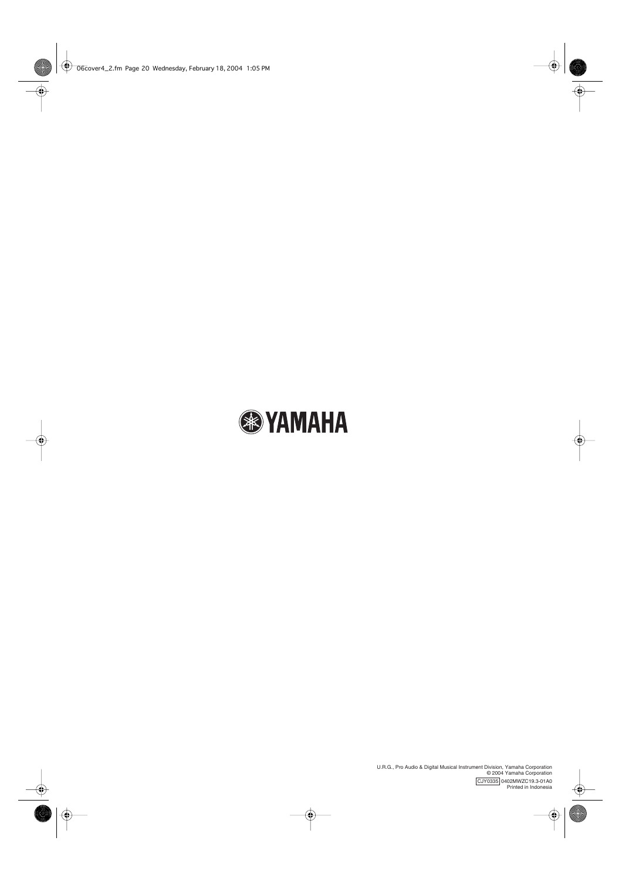YAMAHA

U.R.G., Pro Audio & Digital Musical Instrument Division, Yamaha Corporation
© 2004 Yamaha Corporation

CJY0335 0402MWZC19.3-01A0
Printed in Indonesia